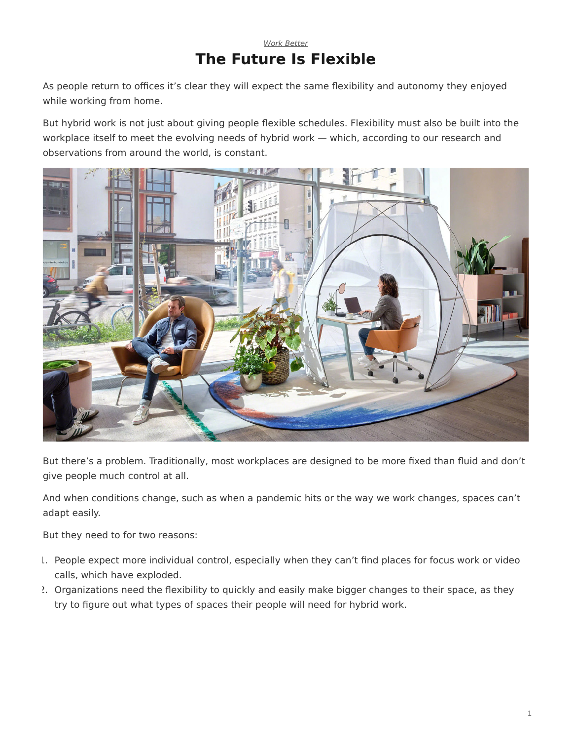*Work Better*

# The Future Is Flexible

As people return to offices it's clear they will expect the same flexibility and autonomy they enjoyed while working from home.

But hybrid work is not just about giving people flexible schedules. Flexibility must also be built into the workplace itself to meet the evolving needs of hybrid work — which, according to our research and observations from around the world, is constant.

But there's a problem. Traditionally, most workplaces are designed to be more fixed than fluid and don't give people much control at all.

And when conditions change, such as when a pandemic hits or the way we work changes, spaces can't adapt easily.

But they need to for two reasons:

1. People expect more individual control, especially when they can't find places for focus work or video calls, which have exploded.
2. Organizations need the flexibility to quickly and easily make bigger changes to their space, as they try to figure out what types of spaces their people will need for hybrid work.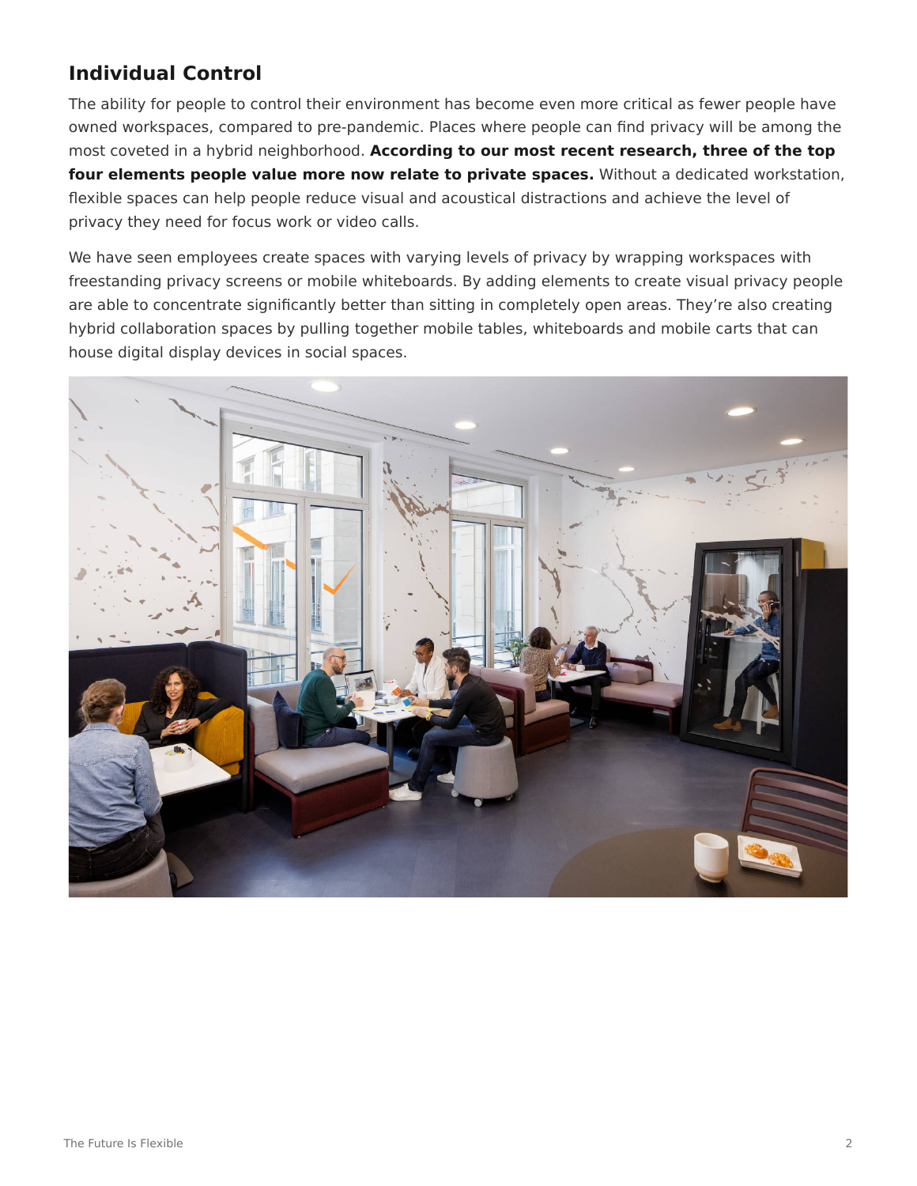## Individual Control

The ability for people to control their environment has become even more critical as fewer people have owned workspaces, compared to pre-pandemic. Places where people can find privacy will be among the most coveted in a hybrid neighborhood. **According to our most recent research, three of the top four elements people value more now relate to private spaces.** Without a dedicated workstation, flexible spaces can help people reduce visual and acoustical distractions and achieve the level of privacy they need for focus work or video calls.

We have seen employees create spaces with varying levels of privacy by wrapping workspaces with freestanding privacy screens or mobile whiteboards. By adding elements to create visual privacy people are able to concentrate significantly better than sitting in completely open areas. They're also creating hybrid collaboration spaces by pulling together mobile tables, whiteboards and mobile carts that can house digital display devices in social spaces.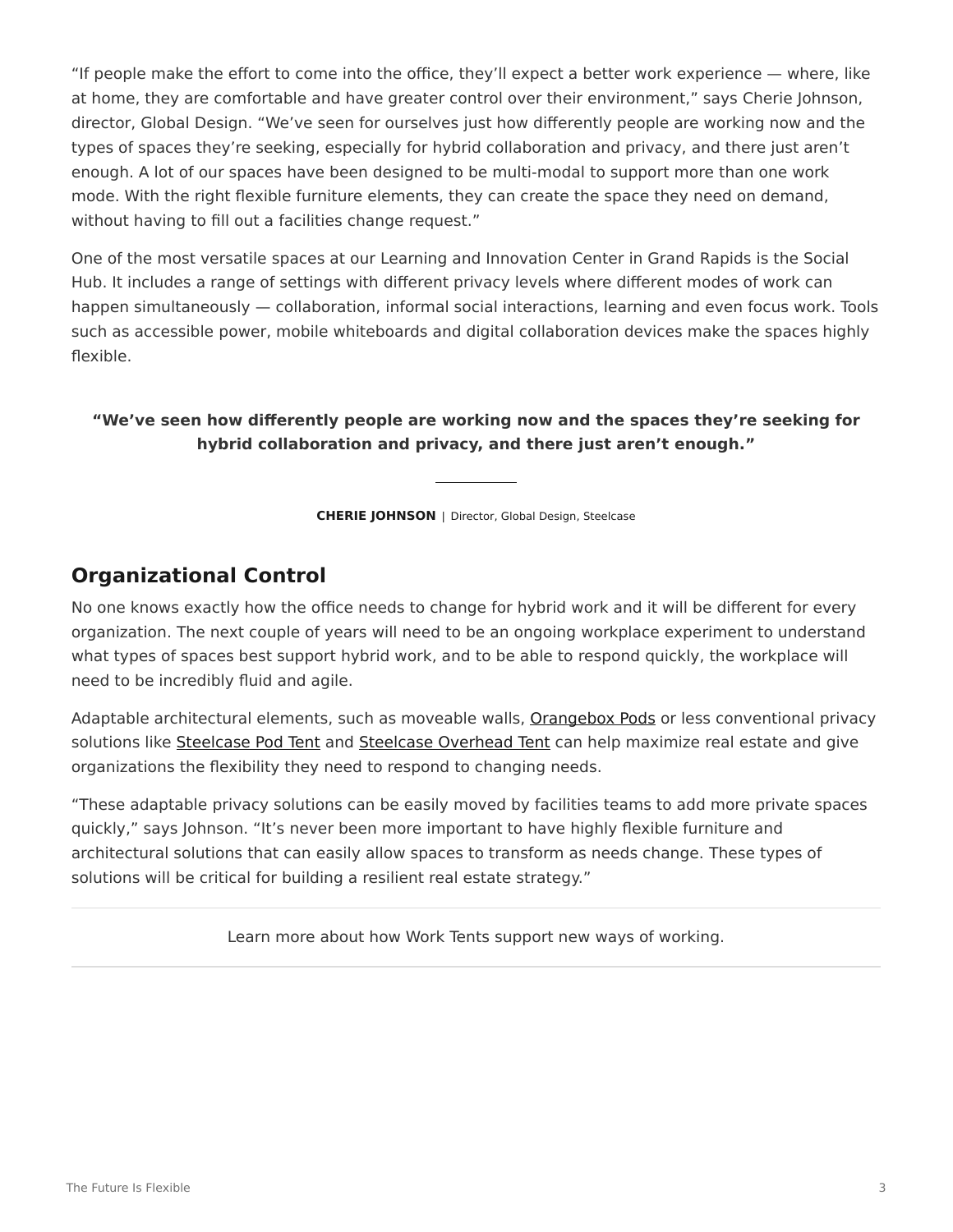"If people make the effort to come into the office, they'll expect a better work experience — where, like at home, they are comfortable and have greater control over their environment," says Cherie Johnson, director, Global Design. "We've seen for ourselves just how differently people are working now and the types of spaces they're seeking, especially for hybrid collaboration and privacy, and there just aren't enough. A lot of our spaces have been designed to be multi-modal to support more than one work mode. With the right flexible furniture elements, they can create the space they need on demand, without having to fill out a facilities change request."

One of the most versatile spaces at our Learning and Innovation Center in Grand Rapids is the Social Hub. It includes a range of settings with different privacy levels where different modes of work can happen simultaneously — collaboration, informal social interactions, learning and even focus work. Tools such as accessible power, mobile whiteboards and digital collaboration devices make the spaces highly flexible.

> **"We've seen how differently people are working now and the spaces they're seeking for hybrid collaboration and privacy, and there just aren't enough."**
>
> **CHERIE JOHNSON** | Director, Global Design, Steelcase

## Organizational Control

No one knows exactly how the office needs to change for hybrid work and it will be different for every organization. The next couple of years will need to be an ongoing workplace experiment to understand what types of spaces best support hybrid work, and to be able to respond quickly, the workplace will need to be incredibly fluid and agile.

Adaptable architectural elements, such as moveable walls, Orangebox Pods or less conventional privacy solutions like Steelcase Pod Tent and Steelcase Overhead Tent can help maximize real estate and give organizations the flexibility they need to respond to changing needs.

"These adaptable privacy solutions can be easily moved by facilities teams to add more private spaces quickly," says Johnson. "It's never been more important to have highly flexible furniture and architectural solutions that can easily allow spaces to transform as needs change. These types of solutions will be critical for building a resilient real estate strategy."

---

Learn more about how Work Tents support new ways of working.

---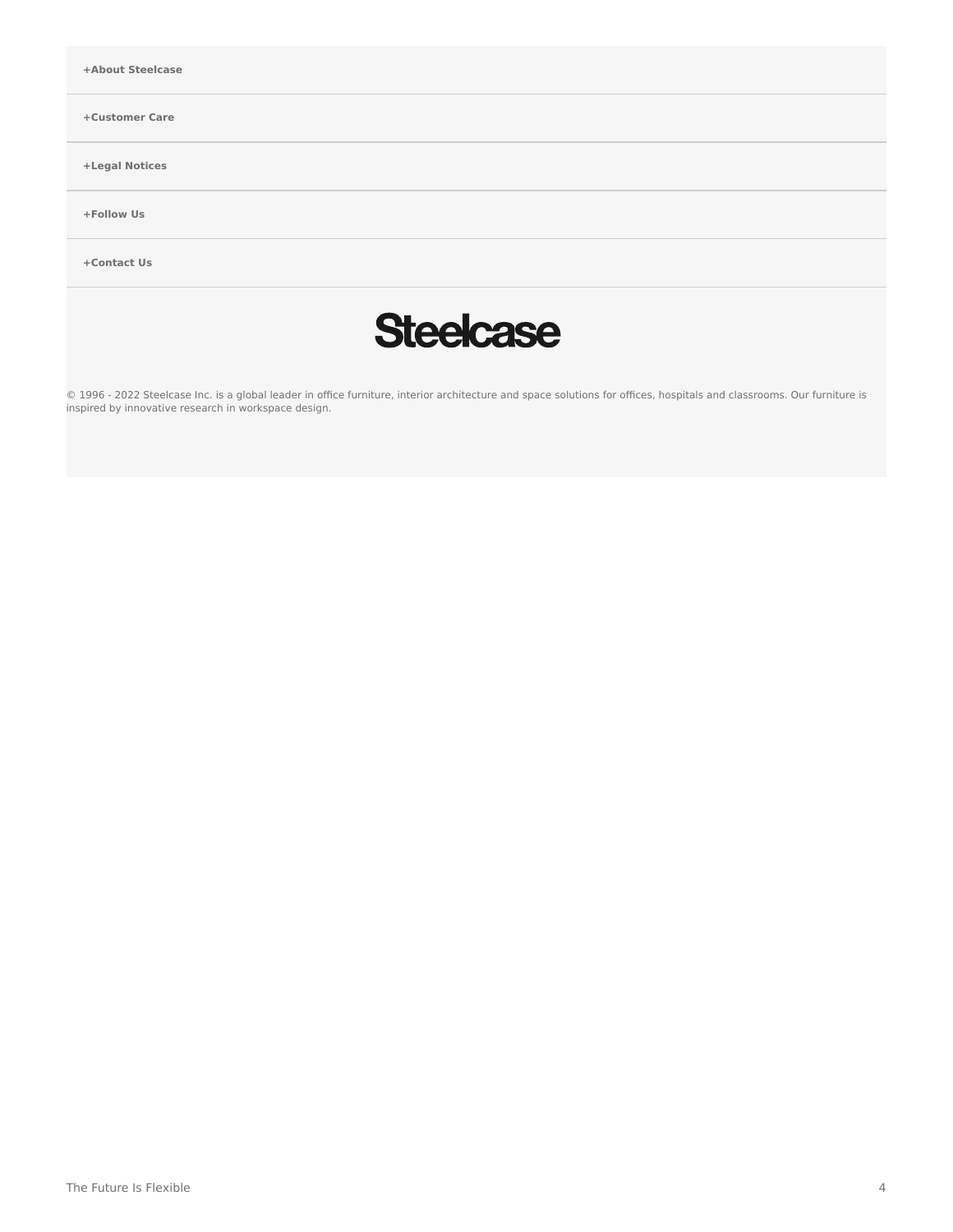**+About Steelcase**

**+Customer Care**

**+Legal Notices**

**+Follow Us**

**+Contact Us**

Steelcase

© 1996 - 2022 Steelcase Inc. is a global leader in office furniture, interior architecture and space solutions for offices, hospitals and classrooms. Our furniture is inspired by innovative research in workspace design.